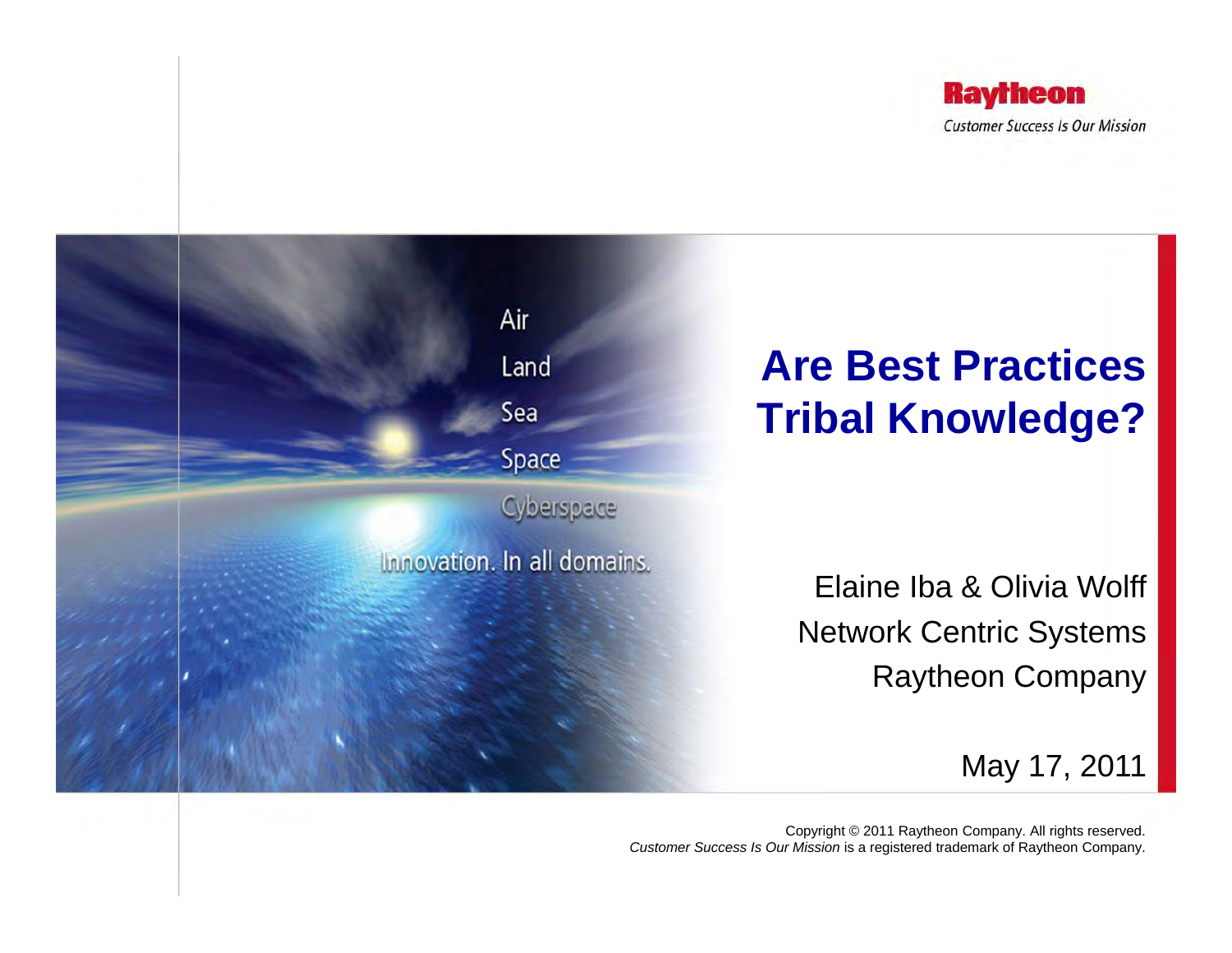Raytheon

*Customer Success Is Our Mission*

Air

Land

Sea

Space

Cyberspace

Innovation. In all domains.

# Are Best Practices Tribal Knowledge?

Elaine Iba & Olivia Wolff

Network Centric Systems

Raytheon Company

May 17, 2011

Copyright © 2011 Raytheon Company. All rights reserved.
*Customer Success Is Our Mission* is a registered trademark of Raytheon Company.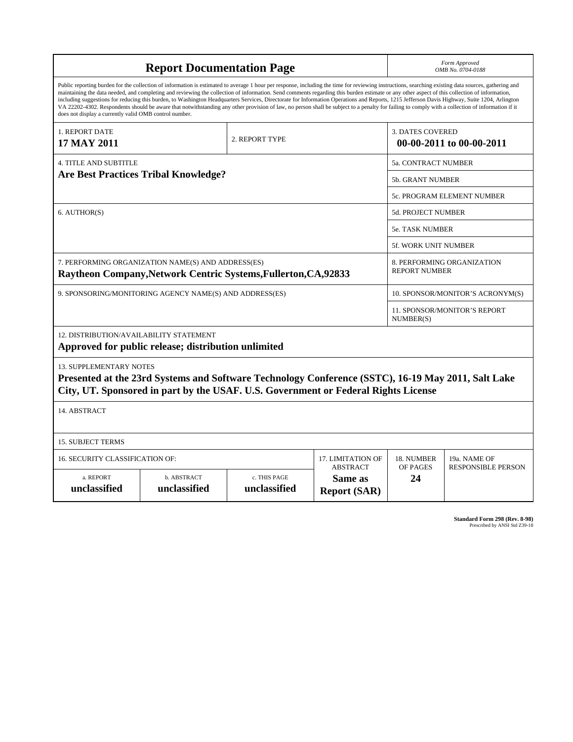# Report Documentation Page

*Form Approved*
*OMB No. 0704-0188*

Public reporting burden for the collection of information is estimated to average 1 hour per response, including the time for reviewing instructions, searching existing data sources, gathering and maintaining the data needed, and completing and reviewing the collection of information. Send comments regarding this burden estimate or any other aspect of this collection of information, including suggestions for reducing this burden, to Washington Headquarters Services, Directorate for Information Operations and Reports, 1215 Jefferson Davis Highway, Suite 1204, Arlington VA 22202-4302. Respondents should be aware that notwithstanding any other provision of law, no person shall be subject to a penalty for failing to comply with a collection of information if it does not display a currently valid OMB control number.

| 1. REPORT DATE | 2. REPORT TYPE | 3. DATES COVERED |
|---|---|---|
| **17 MAY 2011** | | **00-00-2011 to 00-00-2011** |

| 4. TITLE AND SUBTITLE | |
|---|---|
| **Are Best Practices Tribal Knowledge?** | 5a. CONTRACT NUMBER |
| | 5b. GRANT NUMBER |
| | 5c. PROGRAM ELEMENT NUMBER |
| 6. AUTHOR(S) | 5d. PROJECT NUMBER |
| | 5e. TASK NUMBER |
| | 5f. WORK UNIT NUMBER |
| 7. PERFORMING ORGANIZATION NAME(S) AND ADDRESS(ES) **Raytheon Company,Network Centric Systems,Fullerton,CA,92833** | 8. PERFORMING ORGANIZATION REPORT NUMBER |
| 9. SPONSORING/MONITORING AGENCY NAME(S) AND ADDRESS(ES) | 10. SPONSOR/MONITOR'S ACRONYM(S) |
| | 11. SPONSOR/MONITOR'S REPORT NUMBER(S) |

12. DISTRIBUTION/AVAILABILITY STATEMENT
**Approved for public release; distribution unlimited**

13. SUPPLEMENTARY NOTES
**Presented at the 23rd Systems and Software Technology Conference (SSTC), 16-19 May 2011, Salt Lake City, UT. Sponsored in part by the USAF. U.S. Government or Federal Rights License**

14. ABSTRACT

15. SUBJECT TERMS

| 16. SECURITY CLASSIFICATION OF: | | | 17. LIMITATION OF ABSTRACT | 18. NUMBER OF PAGES | 19a. NAME OF RESPONSIBLE PERSON |
|---|---|---|---|---|---|
| a. REPORT | b. ABSTRACT | c. THIS PAGE | | | |
| **unclassified** | **unclassified** | **unclassified** | **Same as Report (SAR)** | **24** | |

**Standard Form 298 (Rev. 8-98)**
Prescribed by ANSI Std Z39-18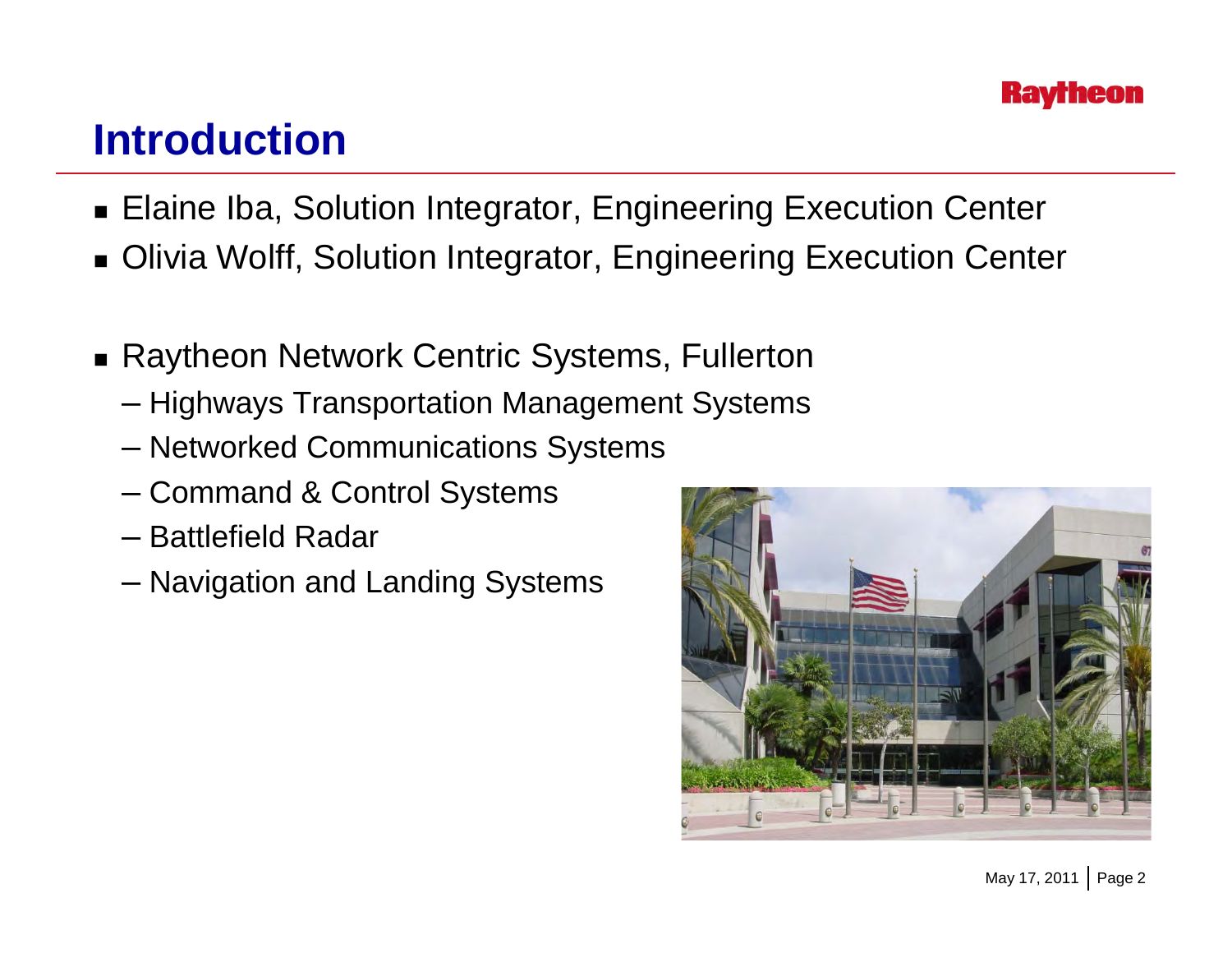# Introduction

- Elaine Iba, Solution Integrator, Engineering Execution Center
- Olivia Wolff, Solution Integrator, Engineering Execution Center

- Raytheon Network Centric Systems, Fullerton
  - Highways Transportation Management Systems
  - Networked Communications Systems
  - Command & Control Systems
  - Battlefield Radar
  - Navigation and Landing Systems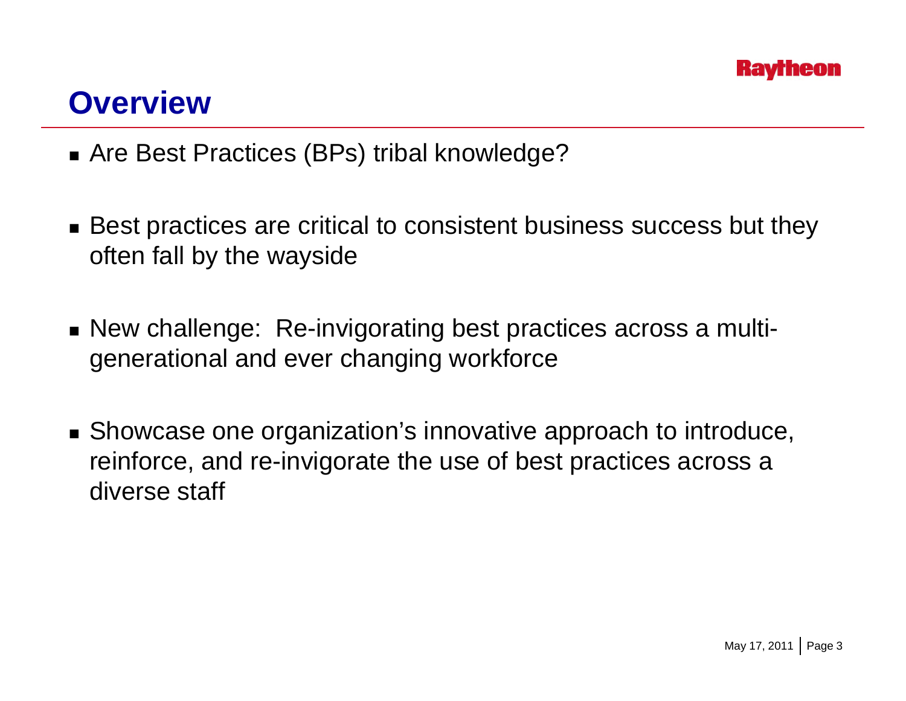# Overview

- Are Best Practices (BPs) tribal knowledge?
- Best practices are critical to consistent business success but they often fall by the wayside
- New challenge: Re-invigorating best practices across a multi-generational and ever changing workforce
- Showcase one organization's innovative approach to introduce, reinforce, and re-invigorate the use of best practices across a diverse staff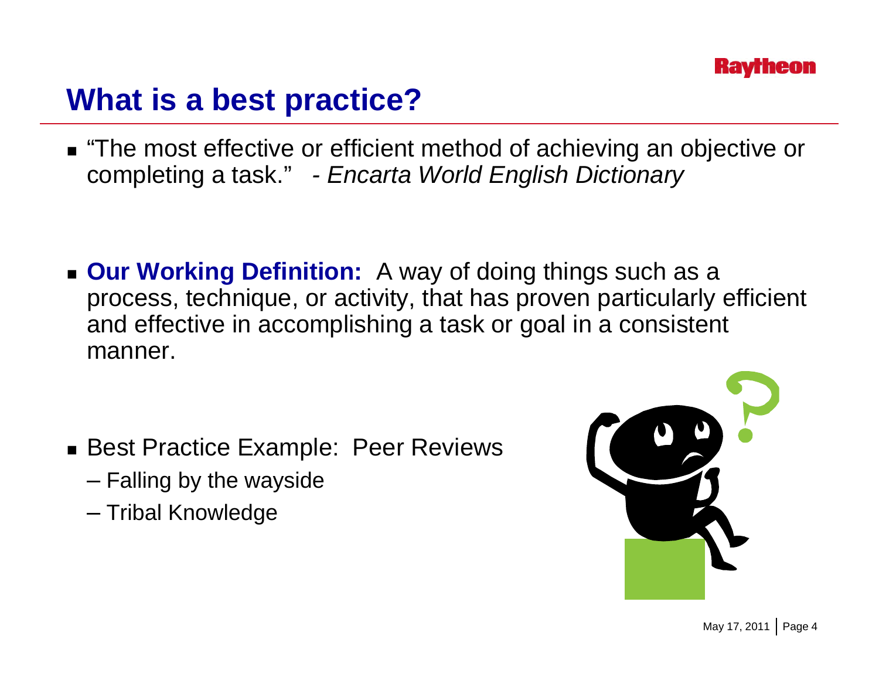# What is a best practice?

- "The most effective or efficient method of achieving an objective or completing a task." - *Encarta World English Dictionary*

- **Our Working Definition:** A way of doing things such as a process, technique, or activity, that has proven particularly efficient and effective in accomplishing a task or goal in a consistent manner.

- Best Practice Example: Peer Reviews
  - Falling by the wayside
  - Tribal Knowledge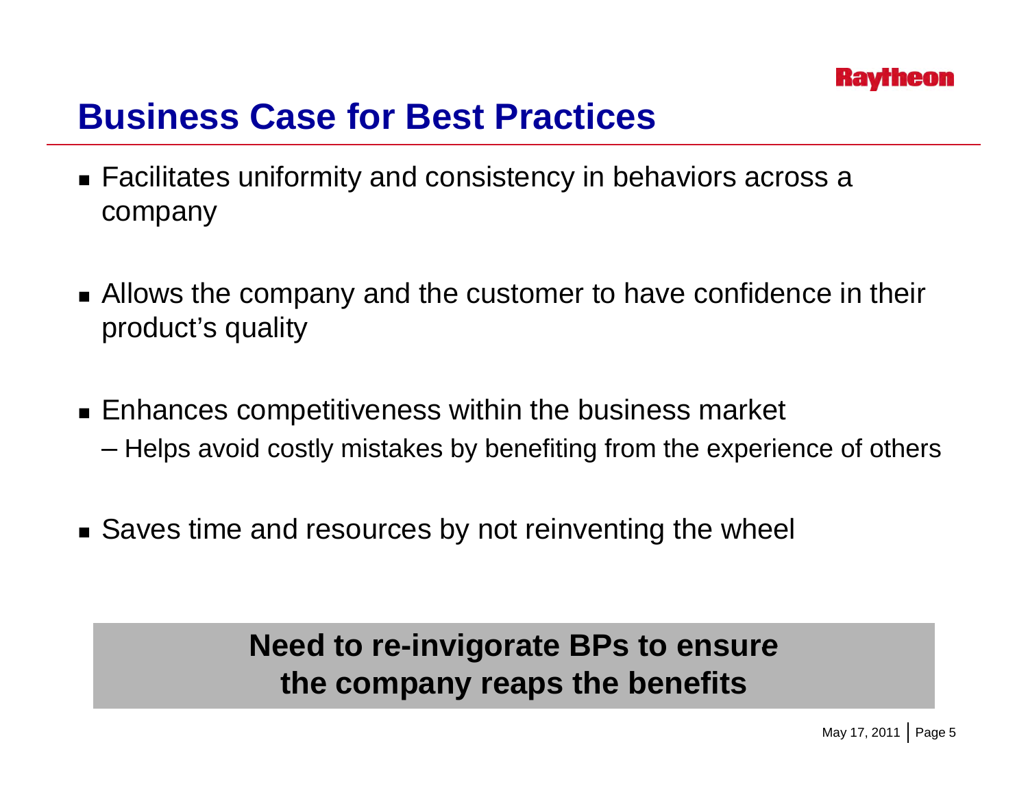# Business Case for Best Practices

- Facilitates uniformity and consistency in behaviors across a company
- Allows the company and the customer to have confidence in their product's quality
- Enhances competitiveness within the business market
  - Helps avoid costly mistakes by benefiting from the experience of others
- Saves time and resources by not reinventing the wheel

**Need to re-invigorate BPs to ensure the company reaps the benefits**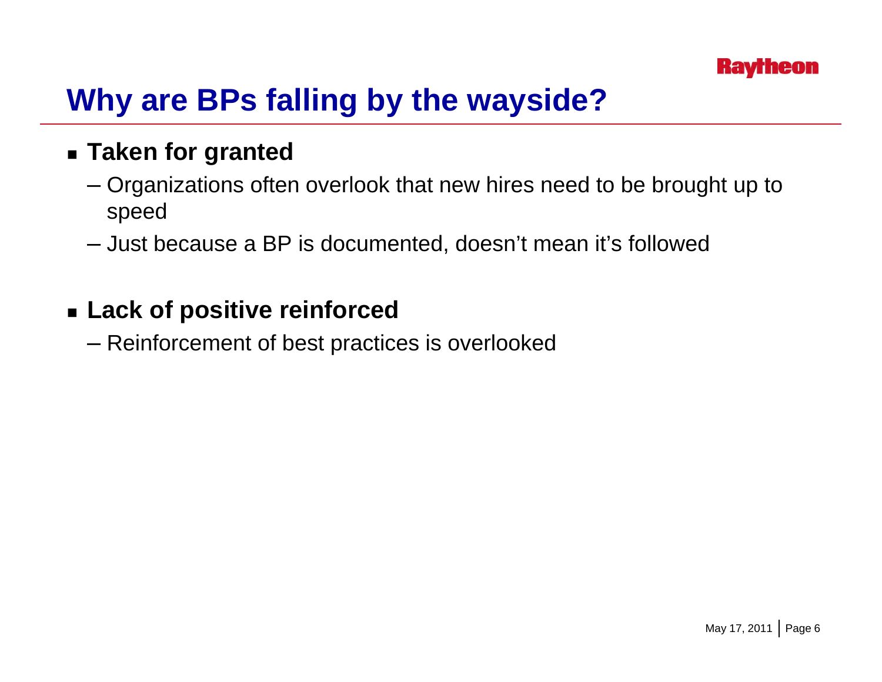# Why are BPs falling by the wayside?

- **Taken for granted**
  - Organizations often overlook that new hires need to be brought up to speed
  - Just because a BP is documented, doesn't mean it's followed

- **Lack of positive reinforced**
  - Reinforcement of best practices is overlooked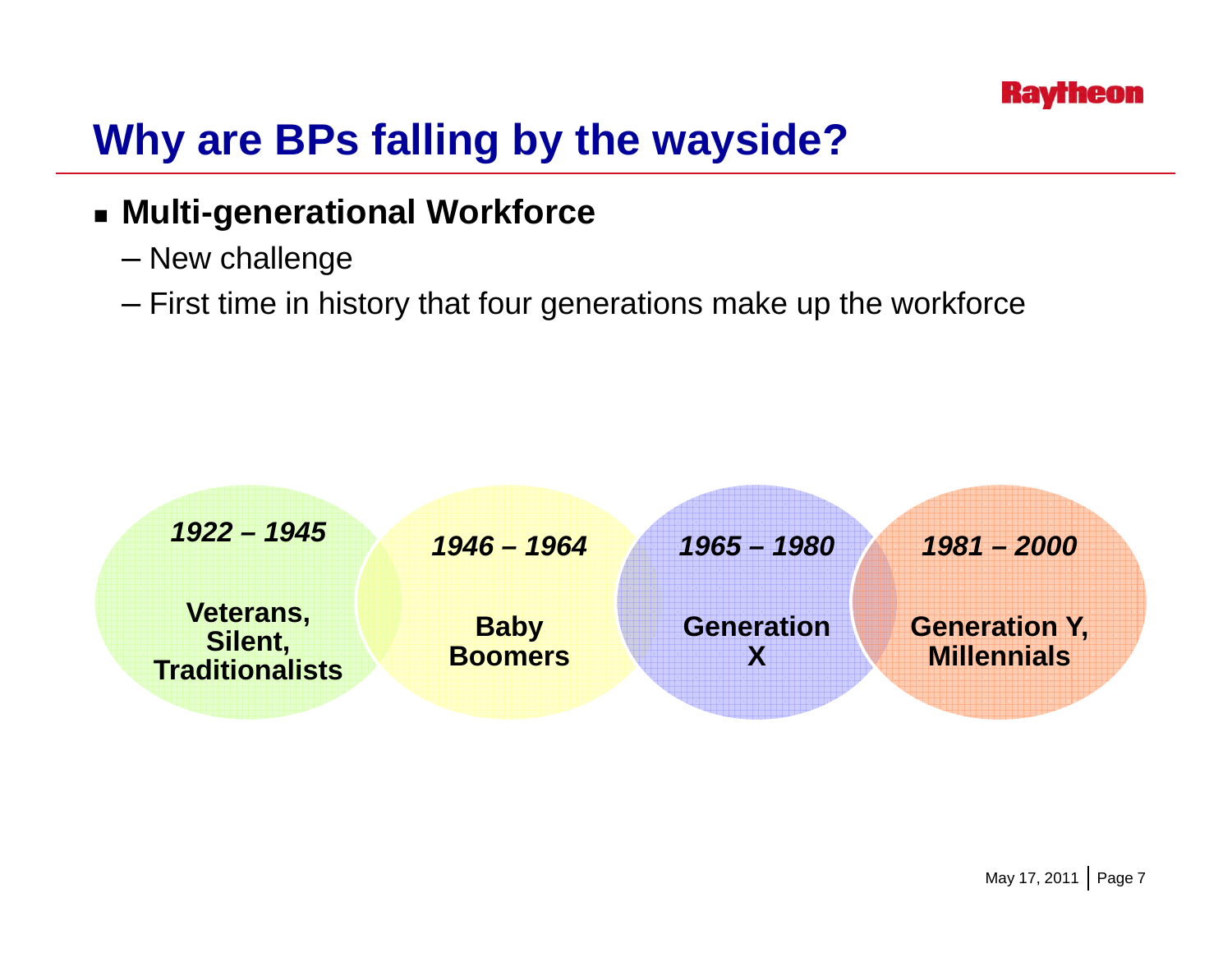# Why are BPs falling by the wayside?

- **Multi-generational Workforce**
  - New challenge
  - First time in history that four generations make up the workforce

***1922 – 1945***

**Veterans, Silent, Traditionalists**

***1946 – 1964***

**Baby Boomers**

***1965 – 1980***

**Generation X**

***1981 – 2000***

**Generation Y, Millennials**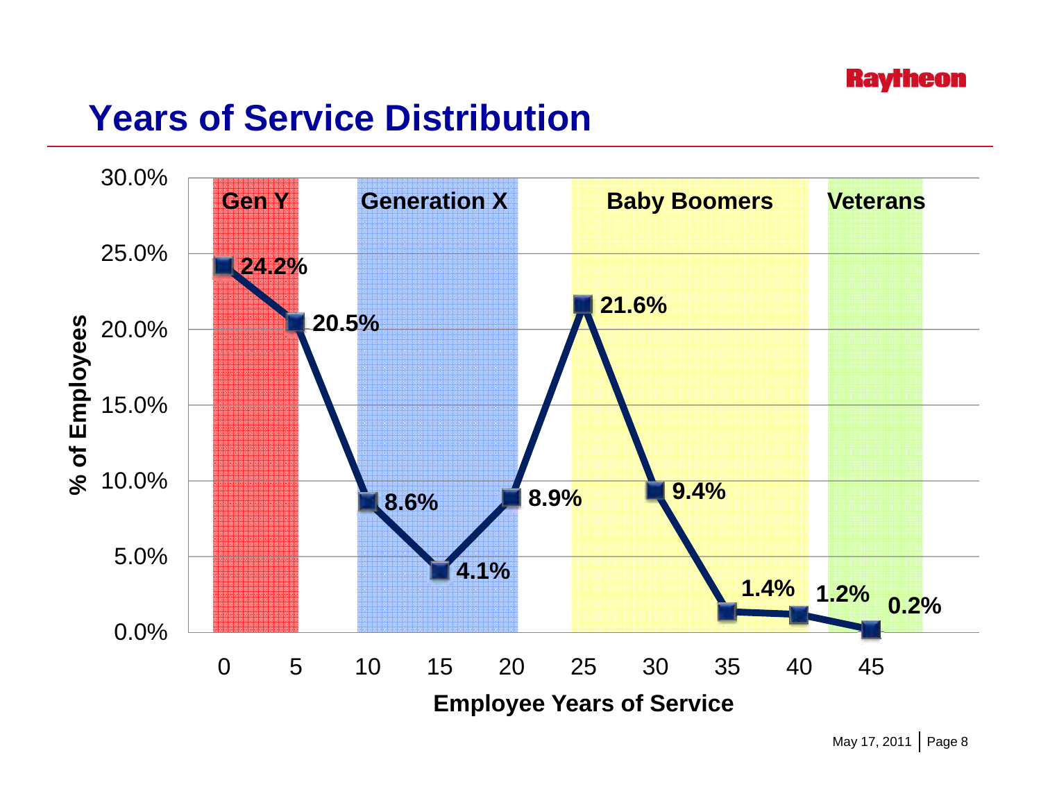# Years of Service Distribution

| Employee Years of Service | % of Employees | Generation |
| --- | --- | --- |
| 0 | 24.2% | Gen Y |
| 5 | 20.5% | Gen Y |
| 10 | 8.6% | Generation X |
| 15 | 4.1% | Generation X |
| 20 | 8.9% | Generation X |
| 25 | 21.6% | Baby Boomers |
| 30 | 9.4% | Baby Boomers |
| 35 | 1.4% | Baby Boomers |
| 40 | 1.2% | Baby Boomers |
| 45 | 0.2% | Veterans |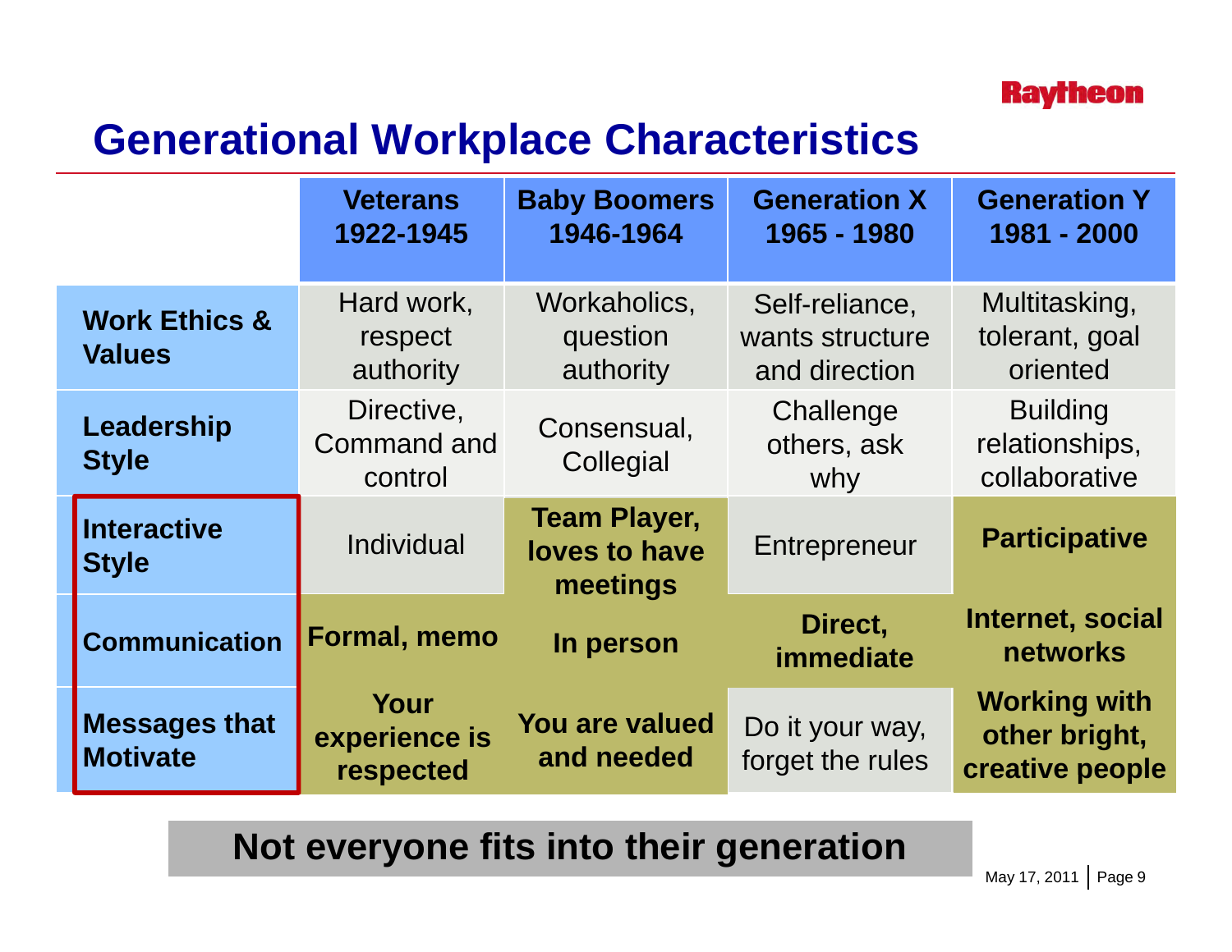# Generational Workplace Characteristics

| | Veterans 1922-1945 | Baby Boomers 1946-1964 | Generation X 1965 - 1980 | Generation Y 1981 - 2000 |
|---|---|---|---|---|
| **Work Ethics & Values** | Hard work, respect authority | Workaholics, question authority | Self-reliance, wants structure and direction | Multitasking, tolerant, goal oriented |
| **Leadership Style** | Directive, Command and control | Consensual, Collegial | Challenge others, ask why | Building relationships, collaborative |
| **Interactive Style** | Individual | **Team Player, loves to have meetings** | Entrepreneur | **Participative** |
| **Communication** | **Formal, memo** | **In person** | **Direct, immediate** | **Internet, social networks** |
| **Messages that Motivate** | **Your experience is respected** | **You are valued and needed** | Do it your way, forget the rules | **Working with other bright, creative people** |

**Not everyone fits into their generation**

May 17, 2011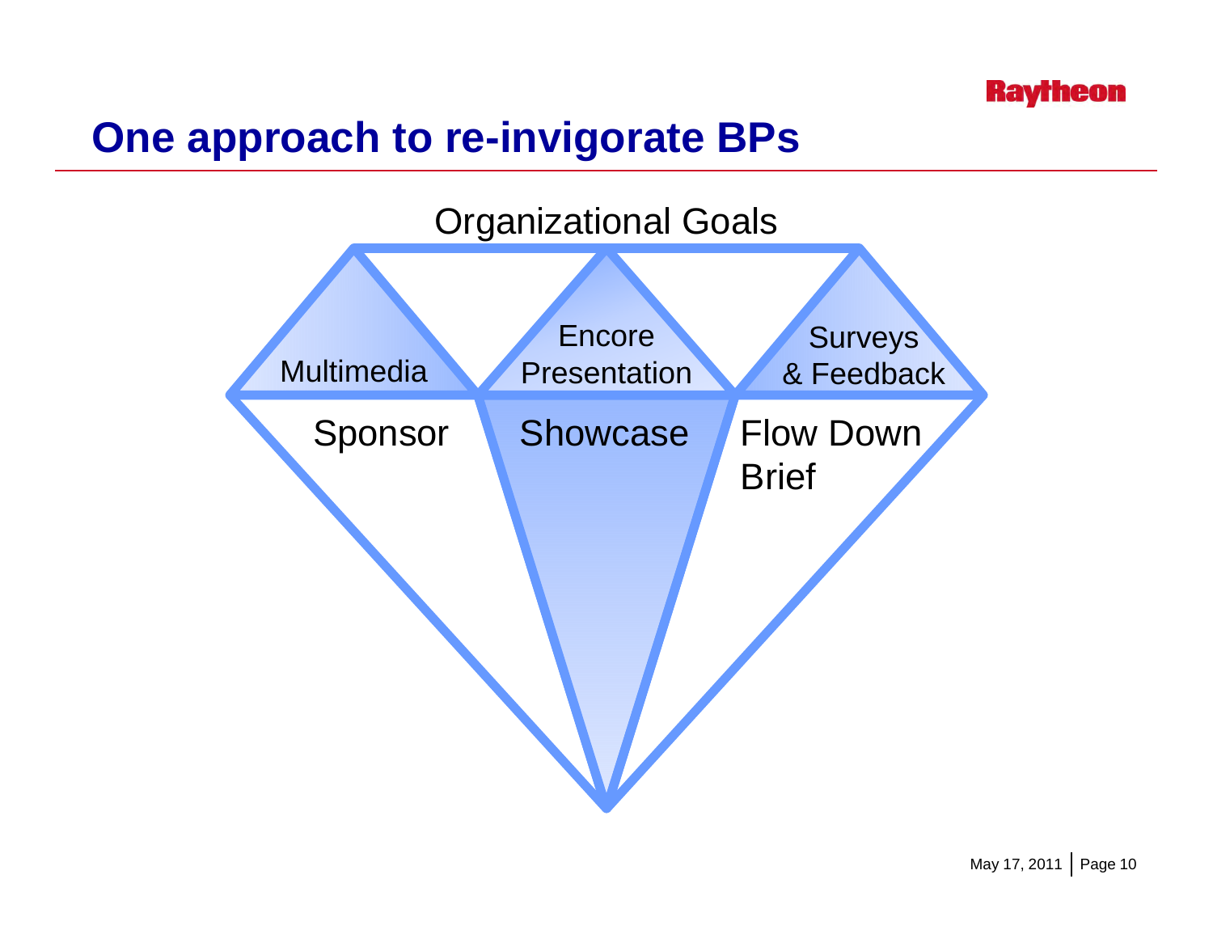# One approach to re-invigorate BPs

Organizational Goals

Multimedia

Encore Presentation

Surveys & Feedback

Sponsor

Showcase

Flow Down Brief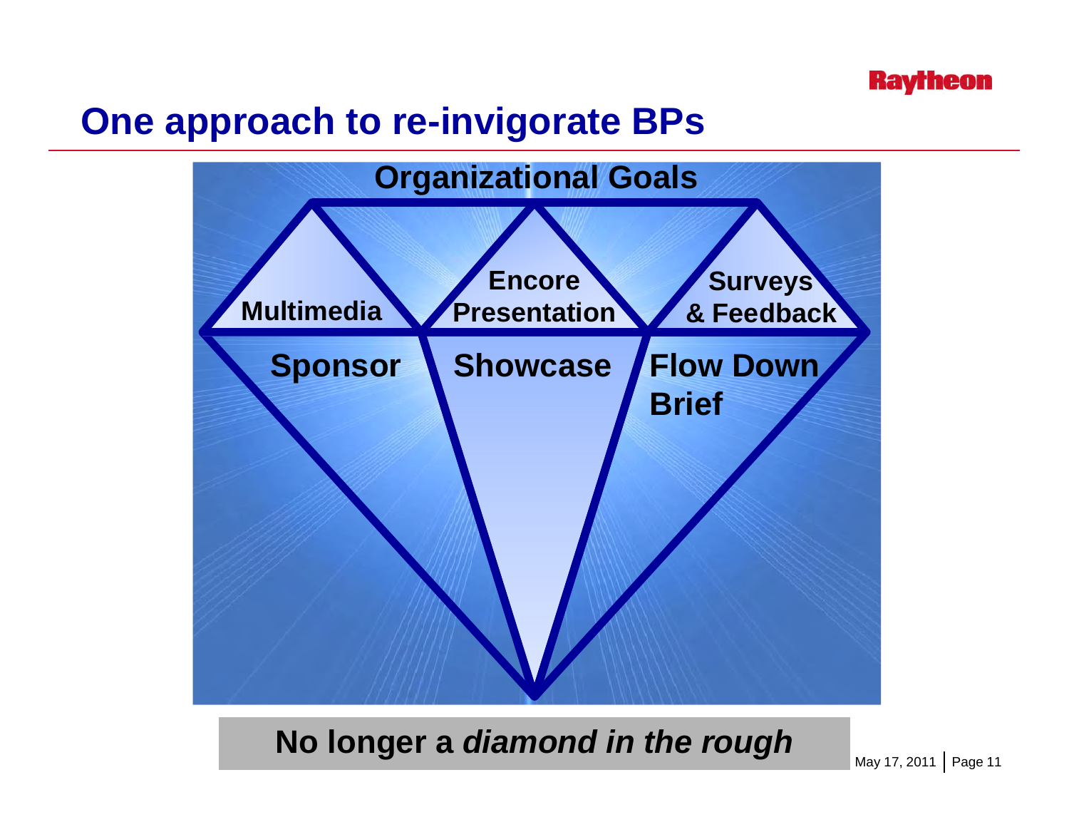# One approach to re-invigorate BPs

Organizational Goals

Multimedia

Encore Presentation

Surveys & Feedback

Sponsor

Showcase

Flow Down Brief

**No longer a *diamond in the rough***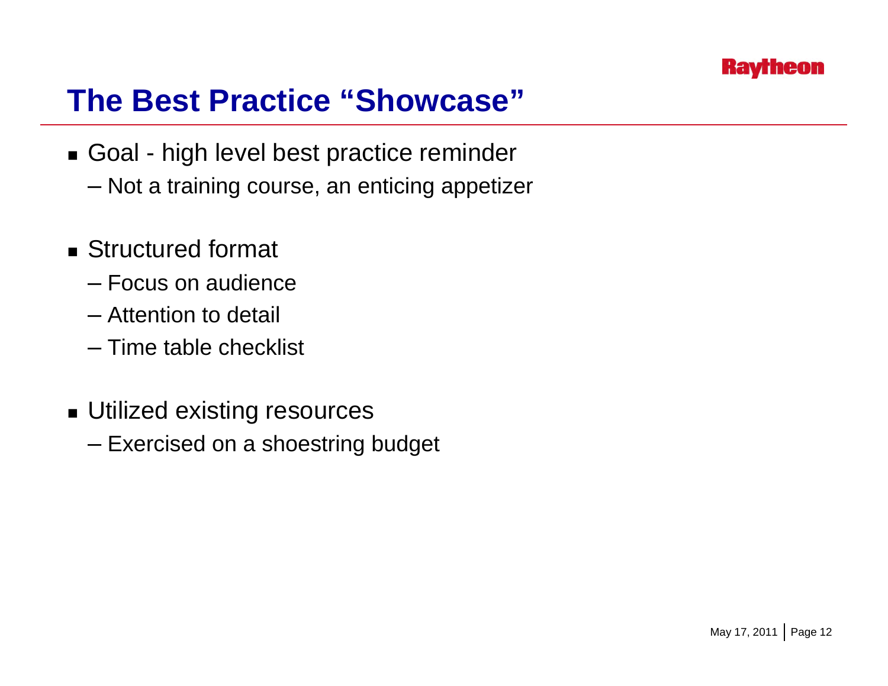## The Best Practice "Showcase"

- Goal - high level best practice reminder
  - Not a training course, an enticing appetizer
- Structured format
  - Focus on audience
  - Attention to detail
  - Time table checklist
- Utilized existing resources
  - Exercised on a shoestring budget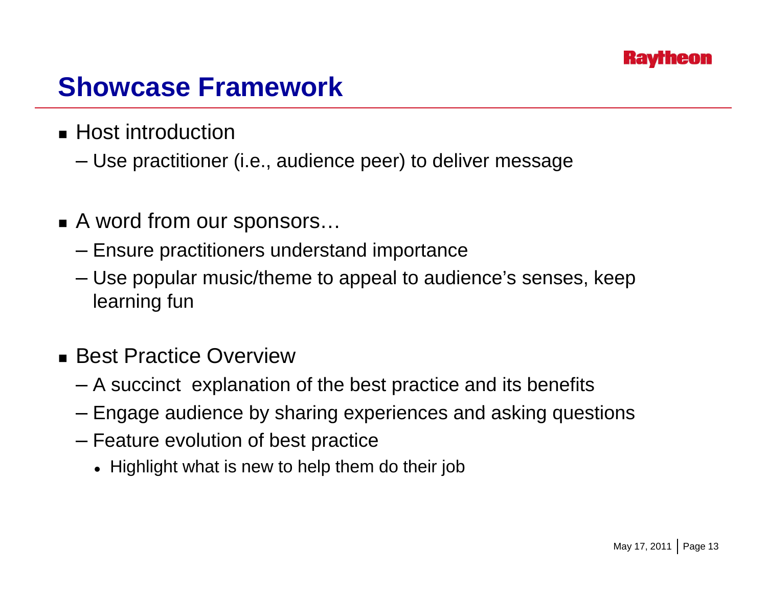# Showcase Framework

- Host introduction
  - Use practitioner (i.e., audience peer) to deliver message

- A word from our sponsors…
  - Ensure practitioners understand importance
  - Use popular music/theme to appeal to audience's senses, keep learning fun

- Best Practice Overview
  - A succinct explanation of the best practice and its benefits
  - Engage audience by sharing experiences and asking questions
  - Feature evolution of best practice
    - Highlight what is new to help them do their job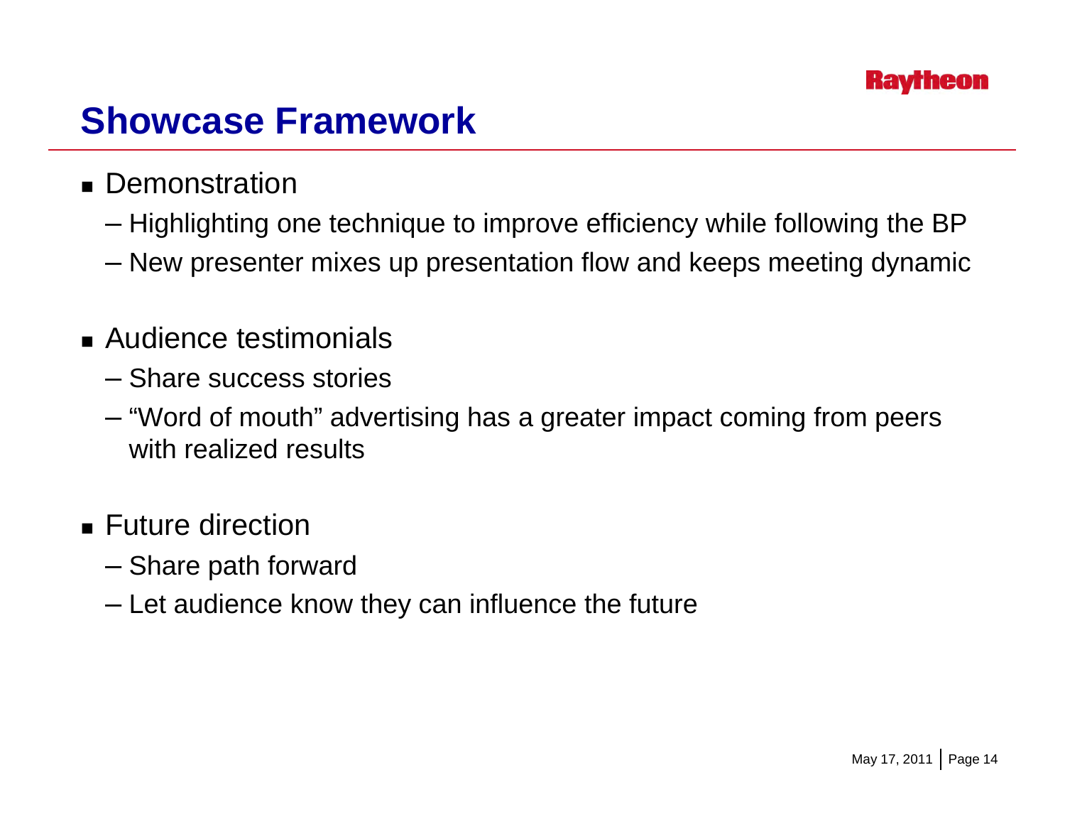## Showcase Framework

- Demonstration
  - Highlighting one technique to improve efficiency while following the BP
  - New presenter mixes up presentation flow and keeps meeting dynamic
- Audience testimonials
  - Share success stories
  - "Word of mouth" advertising has a greater impact coming from peers with realized results
- Future direction
  - Share path forward
  - Let audience know they can influence the future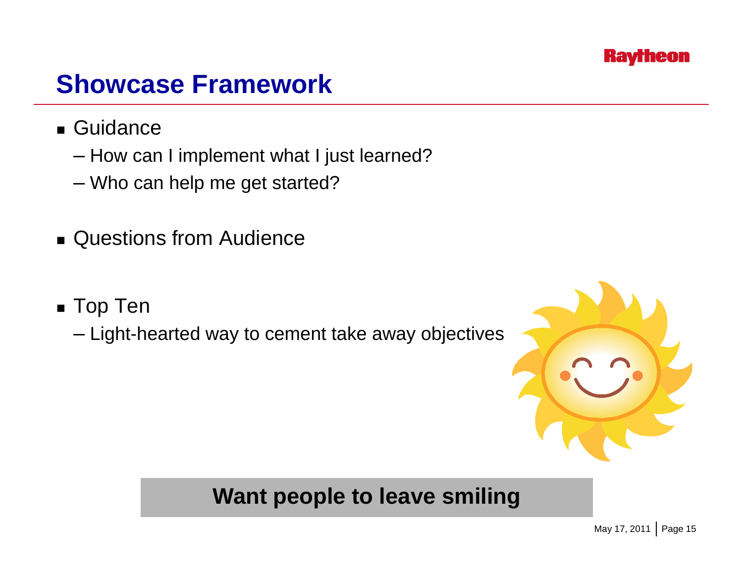# Showcase Framework

- Guidance
  - How can I implement what I just learned?
  - Who can help me get started?

- Questions from Audience

- Top Ten
  - Light-hearted way to cement take away objectives

**Want people to leave smiling**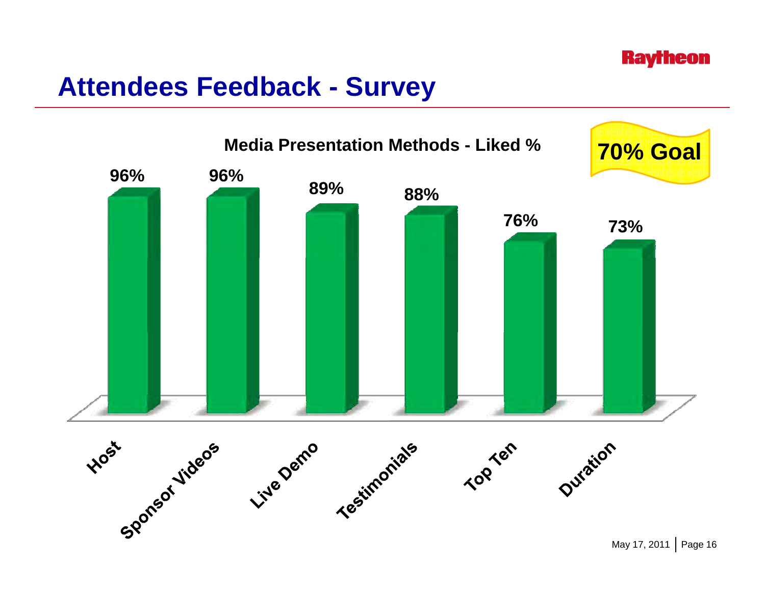# Attendees Feedback - Survey

**Media Presentation Methods - Liked %**

**70% Goal**

| Method | Liked % |
| --- | --- |
| Host | 96% |
| Sponsor Videos | 96% |
| Live Demo | 89% |
| Testimonials | 88% |
| Top Ten | 76% |
| Duration | 73% |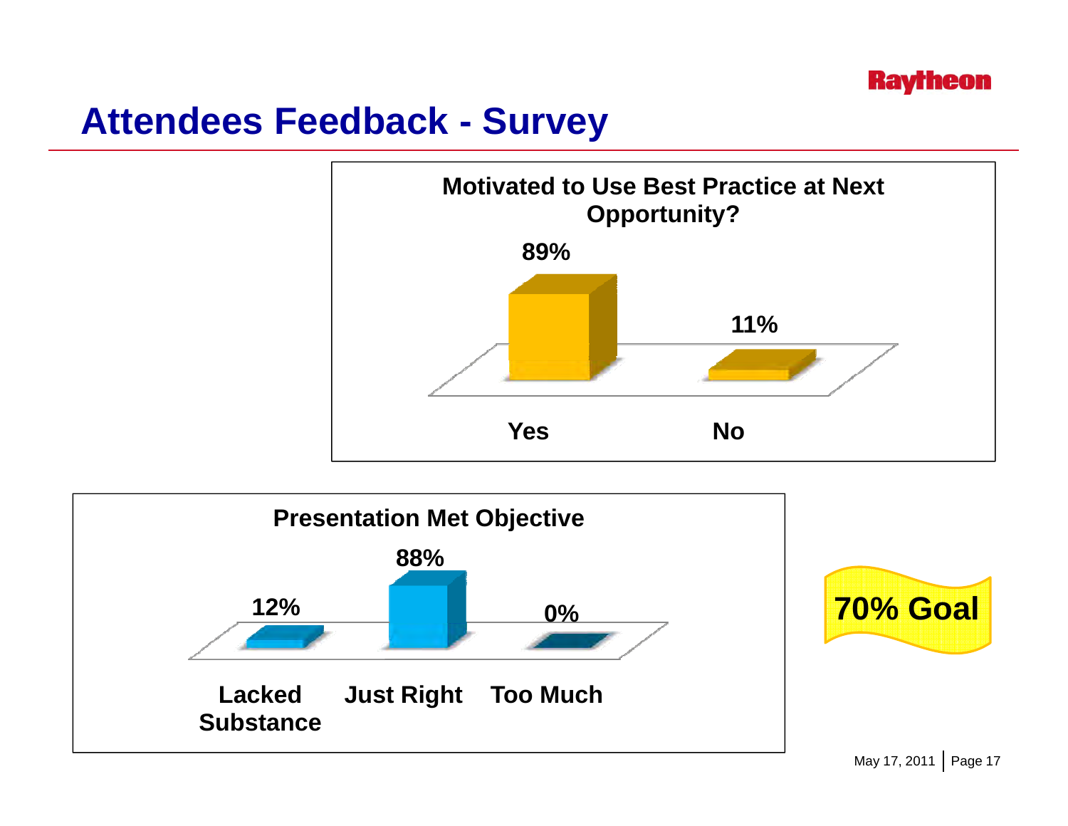# Attendees Feedback - Survey

**Motivated to Use Best Practice at Next Opportunity?**

| Response | Percentage |
| --- | --- |
| Yes | 89% |
| No | 11% |

**Presentation Met Objective**

| Response | Percentage |
| --- | --- |
| Lacked Substance | 12% |
| Just Right | 88% |
| Too Much | 0% |

**70% Goal**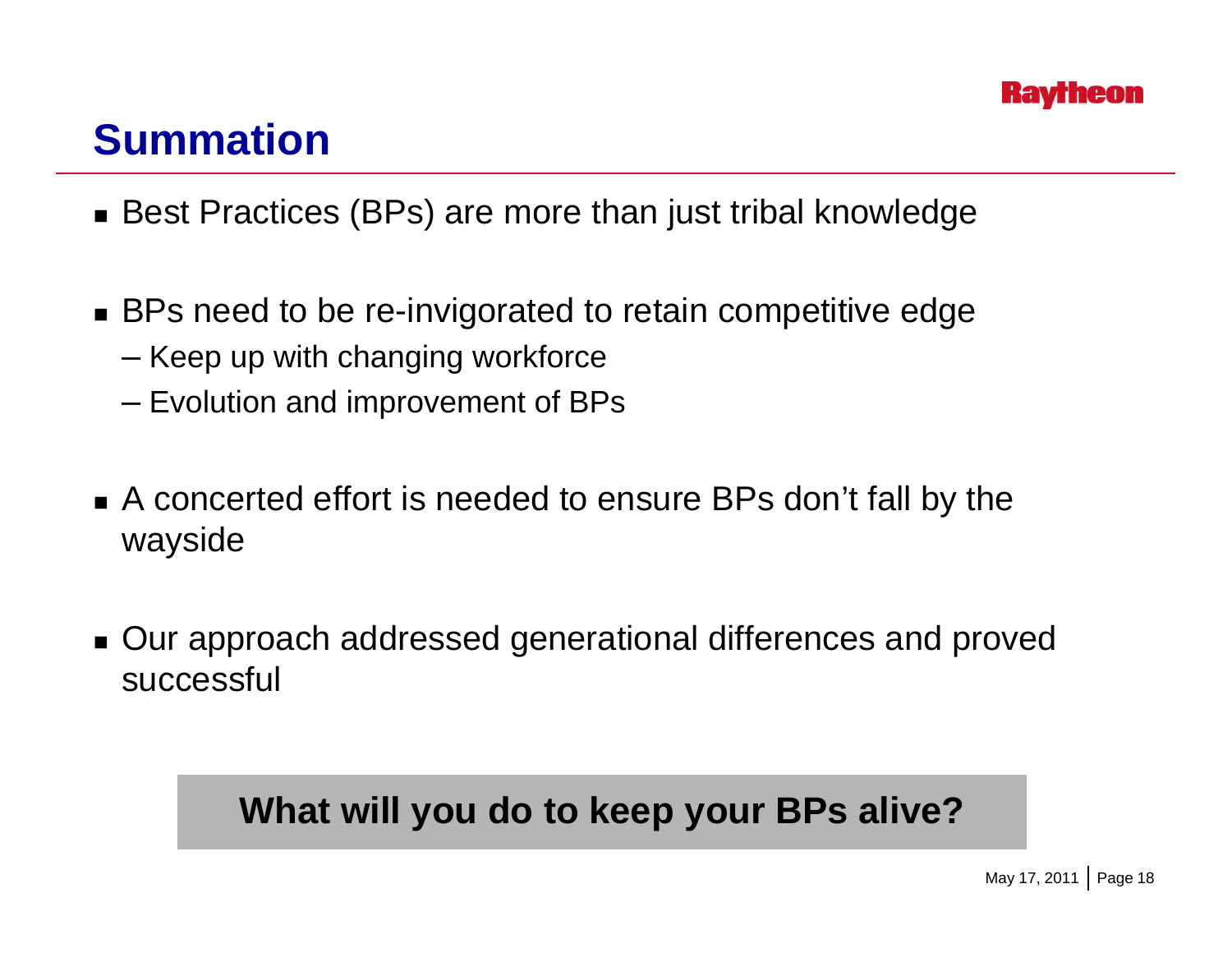# Summation

- Best Practices (BPs) are more than just tribal knowledge
- BPs need to be re-invigorated to retain competitive edge
  - Keep up with changing workforce
  - Evolution and improvement of BPs
- A concerted effort is needed to ensure BPs don't fall by the wayside
- Our approach addressed generational differences and proved successful

**What will you do to keep your BPs alive?**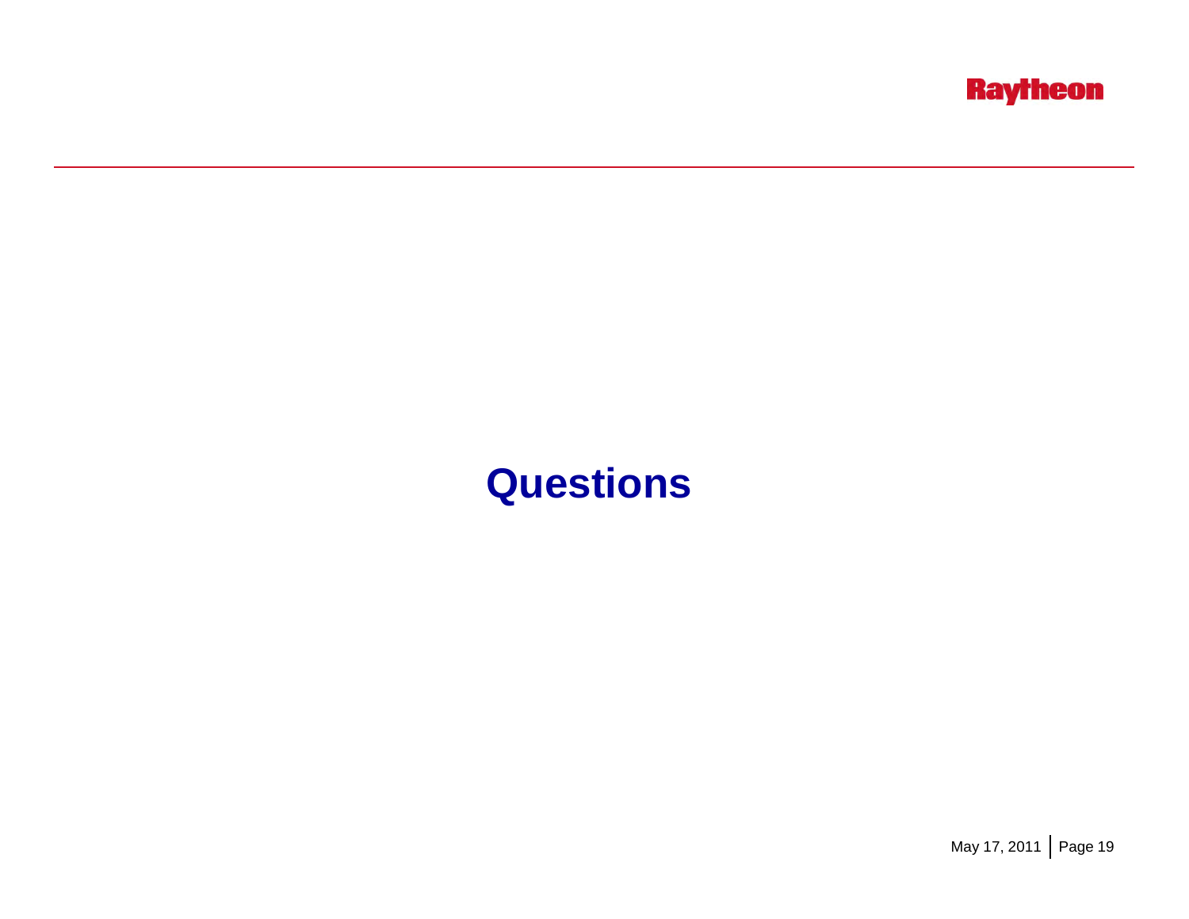# Questions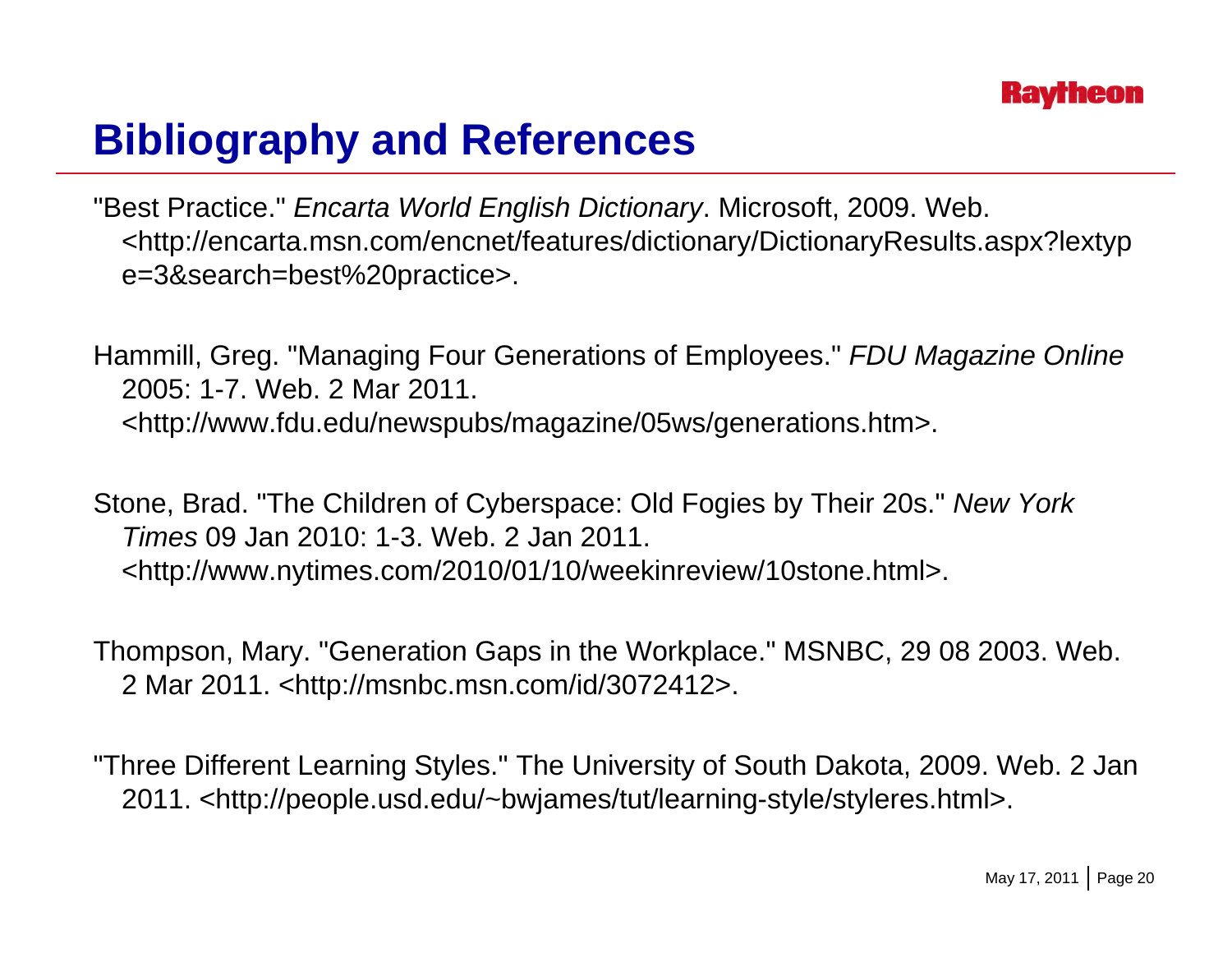# Bibliography and References

"Best Practice." *Encarta World English Dictionary*. Microsoft, 2009. Web. <http://encarta.msn.com/encnet/features/dictionary/DictionaryResults.aspx?lextype=3&search=best%20practice>.

Hammill, Greg. "Managing Four Generations of Employees." *FDU Magazine Online* 2005: 1-7. Web. 2 Mar 2011. <http://www.fdu.edu/newspubs/magazine/05ws/generations.htm>.

Stone, Brad. "The Children of Cyberspace: Old Fogies by Their 20s." *New York Times* 09 Jan 2010: 1-3. Web. 2 Jan 2011. <http://www.nytimes.com/2010/01/10/weekinreview/10stone.html>.

Thompson, Mary. "Generation Gaps in the Workplace." MSNBC, 29 08 2003. Web. 2 Mar 2011. <http://msnbc.msn.com/id/3072412>.

"Three Different Learning Styles." The University of South Dakota, 2009. Web. 2 Jan 2011. <http://people.usd.edu/~bwjames/tut/learning-style/styleres.html>.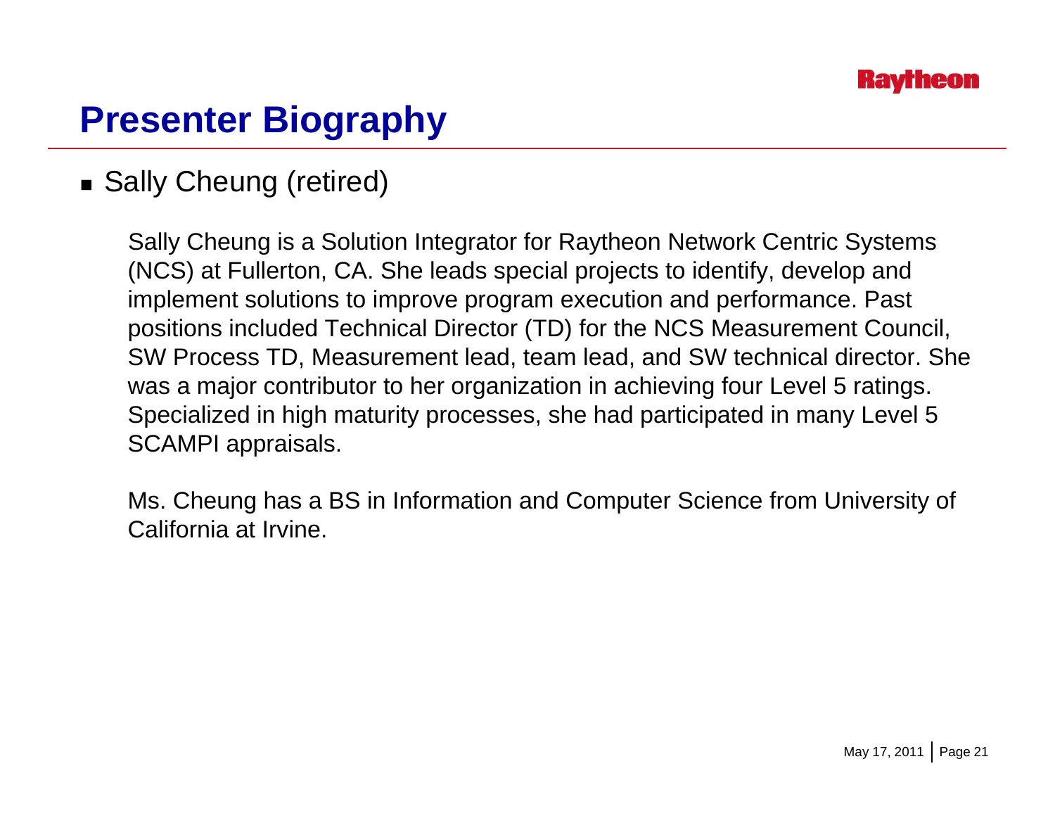# Presenter Biography

- Sally Cheung (retired)

Sally Cheung is a Solution Integrator for Raytheon Network Centric Systems (NCS) at Fullerton, CA. She leads special projects to identify, develop and implement solutions to improve program execution and performance. Past positions included Technical Director (TD) for the NCS Measurement Council, SW Process TD, Measurement lead, team lead, and SW technical director. She was a major contributor to her organization in achieving four Level 5 ratings. Specialized in high maturity processes, she had participated in many Level 5 SCAMPI appraisals.

Ms. Cheung has a BS in Information and Computer Science from University of California at Irvine.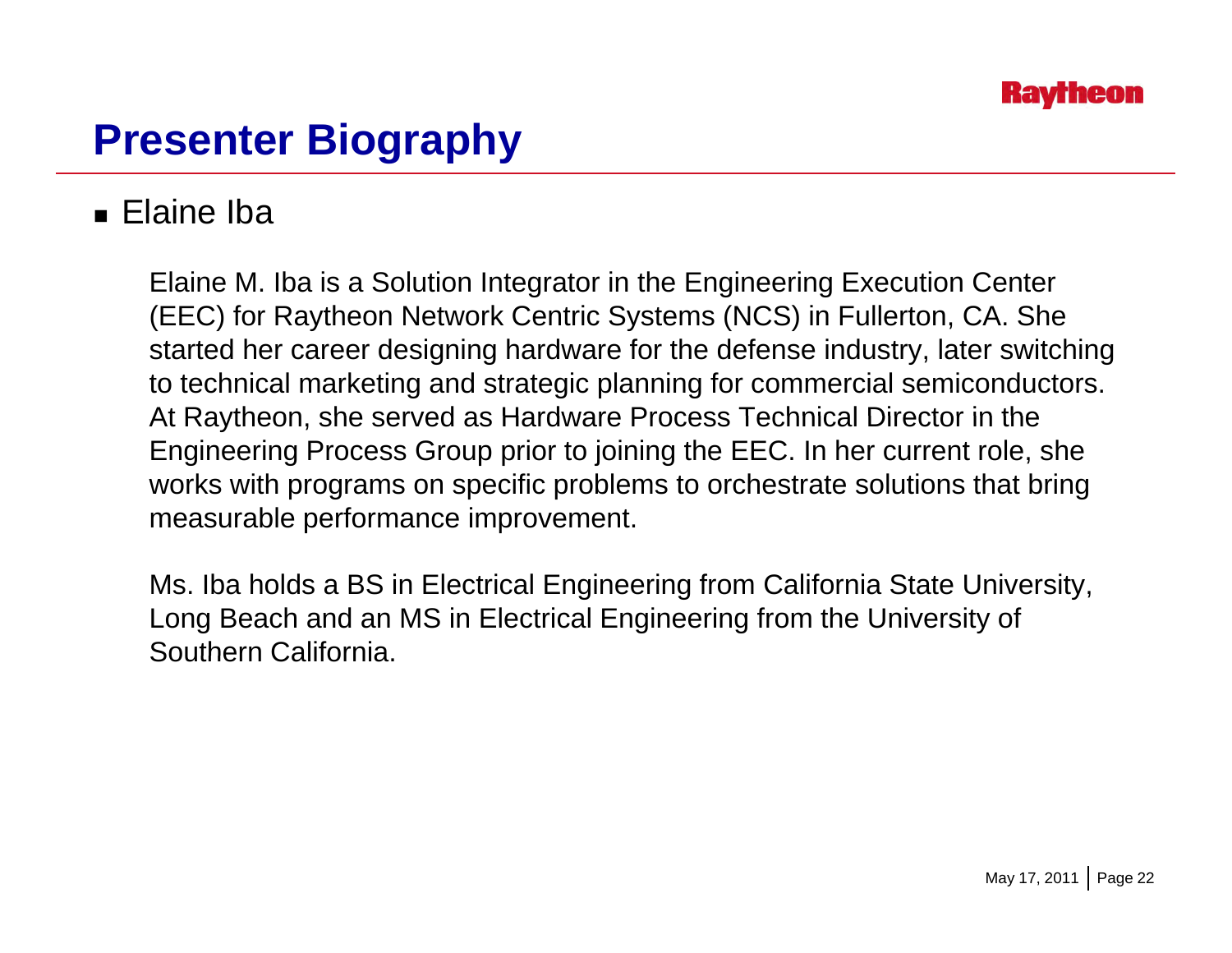# Presenter Biography

- Elaine Iba

Elaine M. Iba is a Solution Integrator in the Engineering Execution Center (EEC) for Raytheon Network Centric Systems (NCS) in Fullerton, CA. She started her career designing hardware for the defense industry, later switching to technical marketing and strategic planning for commercial semiconductors. At Raytheon, she served as Hardware Process Technical Director in the Engineering Process Group prior to joining the EEC. In her current role, she works with programs on specific problems to orchestrate solutions that bring measurable performance improvement.

Ms. Iba holds a BS in Electrical Engineering from California State University, Long Beach and an MS in Electrical Engineering from the University of Southern California.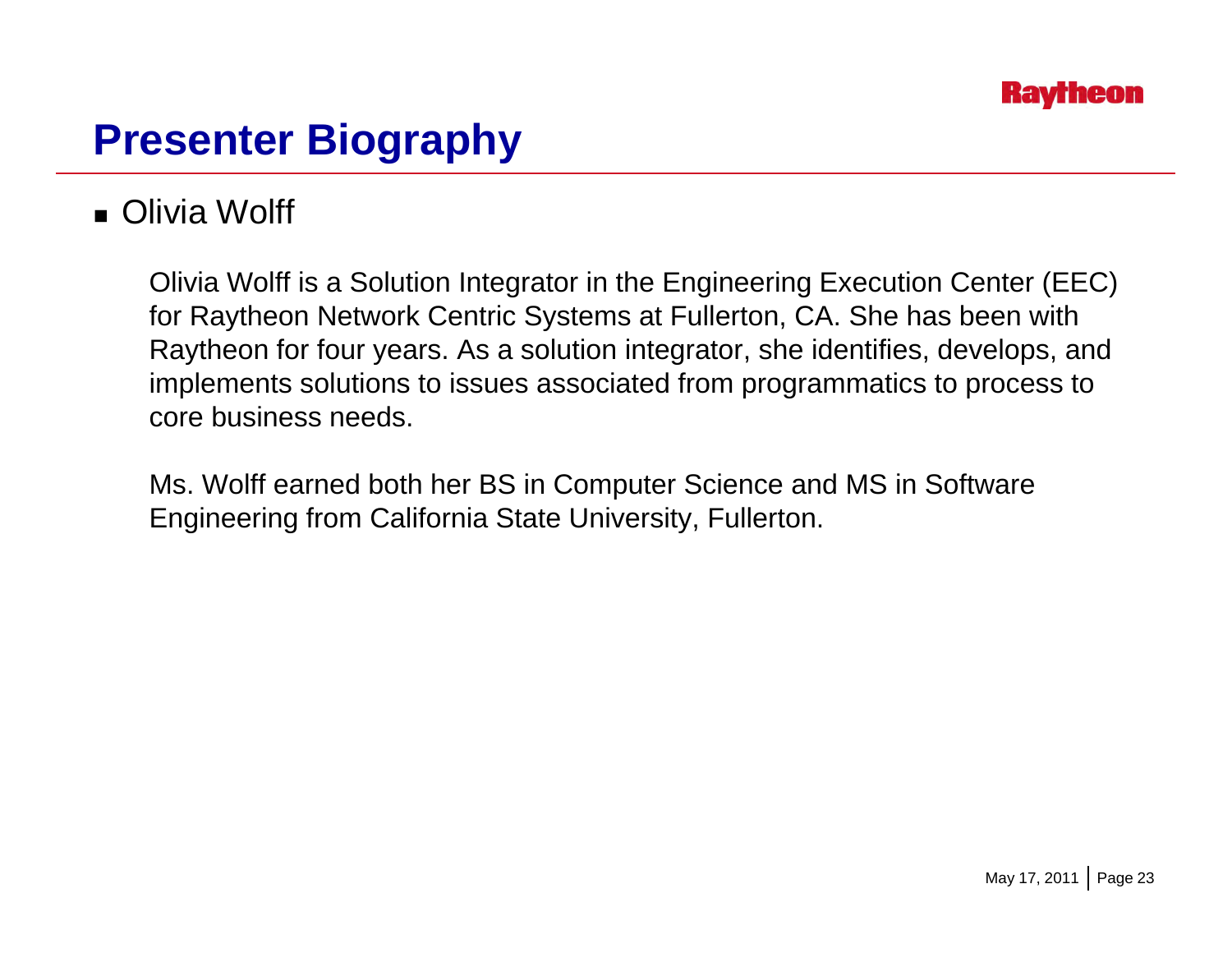# Presenter Biography

- Olivia Wolff

  Olivia Wolff is a Solution Integrator in the Engineering Execution Center (EEC) for Raytheon Network Centric Systems at Fullerton, CA. She has been with Raytheon for four years. As a solution integrator, she identifies, develops, and implements solutions to issues associated from programmatics to process to core business needs.

  Ms. Wolff earned both her BS in Computer Science and MS in Software Engineering from California State University, Fullerton.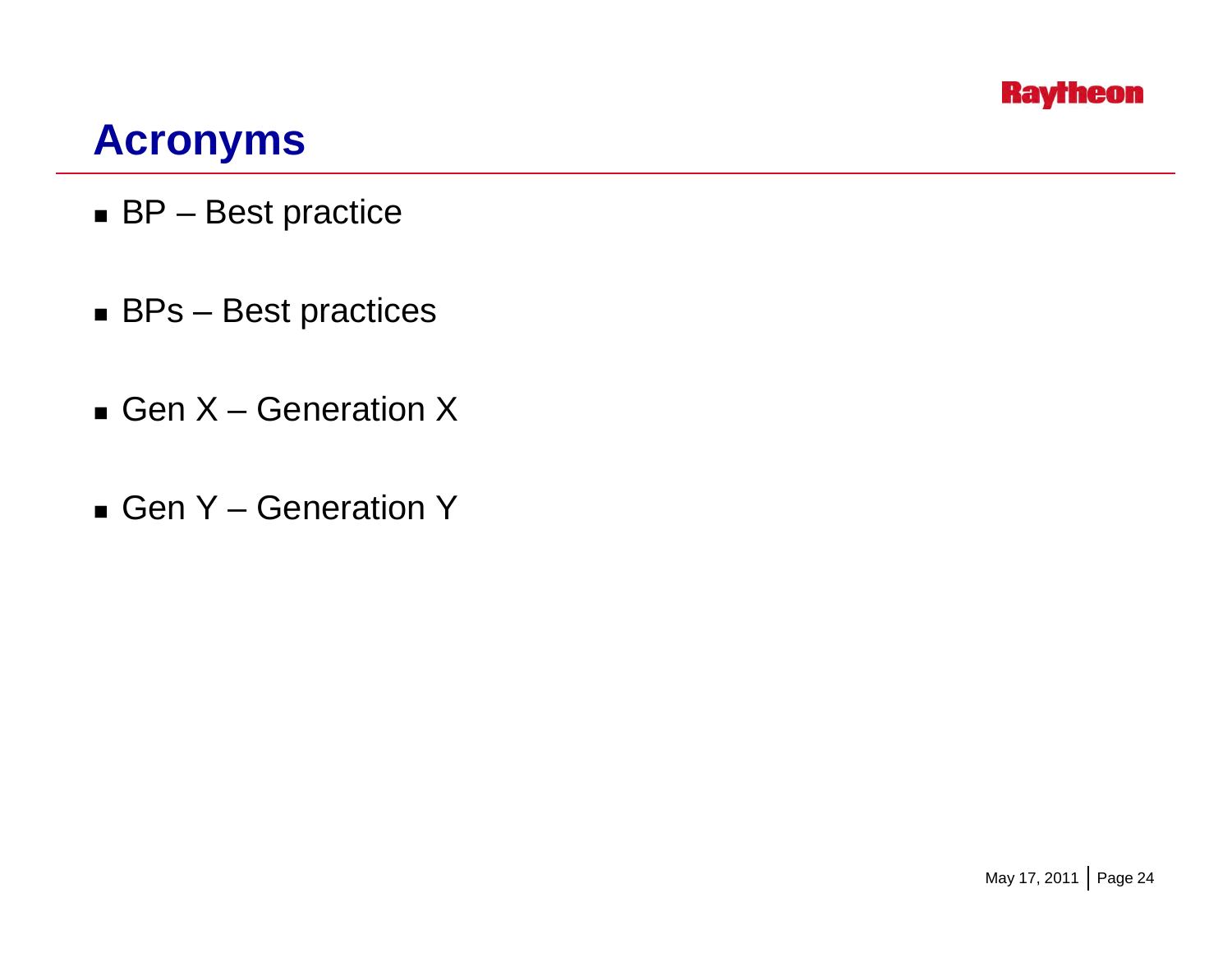# Acronyms

- BP – Best practice
- BPs – Best practices
- Gen X – Generation X
- Gen Y – Generation Y